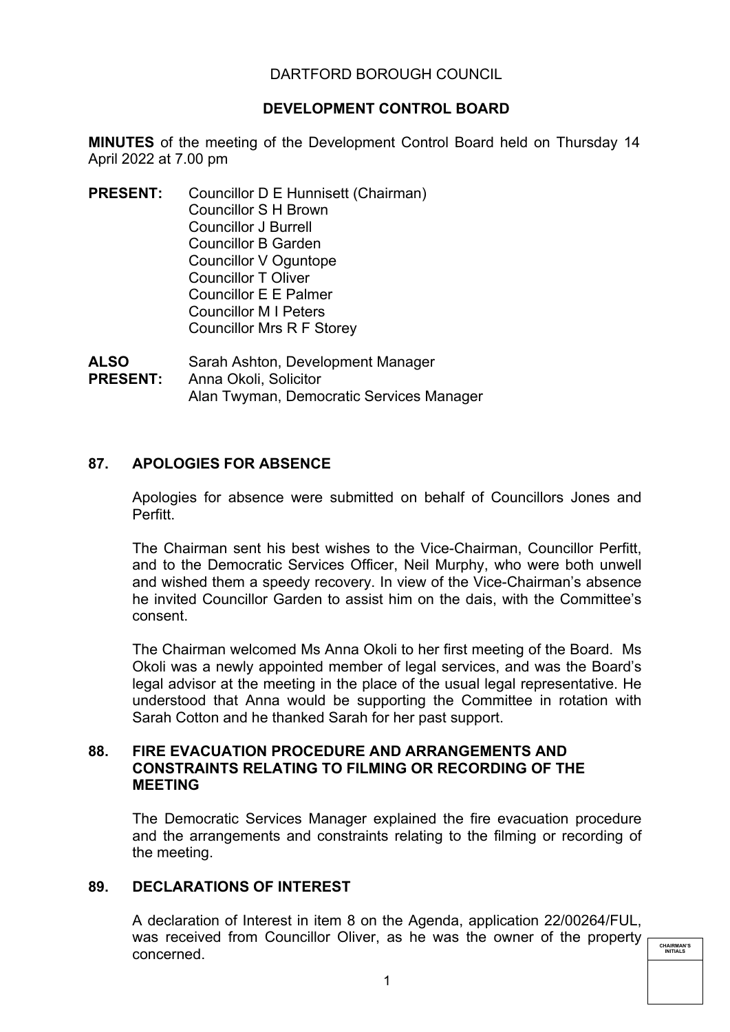DARTFORD BOROUGH COUNCIL

**DEVELOPMENT CONTROL BOARD**

**MINUTES** of the meeting of the Development Control Board held on Thursday 14 April 2022 at 7.00 pm

**PRESENT:** Councillor D E Hunnisett (Chairman)
Councillor S H Brown
Councillor J Burrell
Councillor B Garden
Councillor V Oguntope
Councillor T Oliver
Councillor E E Palmer
Councillor M I Peters
Councillor Mrs R F Storey

**ALSO PRESENT:** Sarah Ashton, Development Manager
Anna Okoli, Solicitor
Alan Twyman, Democratic Services Manager

## 87. APOLOGIES FOR ABSENCE

Apologies for absence were submitted on behalf of Councillors Jones and Perfitt.

The Chairman sent his best wishes to the Vice-Chairman, Councillor Perfitt, and to the Democratic Services Officer, Neil Murphy, who were both unwell and wished them a speedy recovery. In view of the Vice-Chairman's absence he invited Councillor Garden to assist him on the dais, with the Committee's consent.

The Chairman welcomed Ms Anna Okoli to her first meeting of the Board. Ms Okoli was a newly appointed member of legal services, and was the Board's legal advisor at the meeting in the place of the usual legal representative. He understood that Anna would be supporting the Committee in rotation with Sarah Cotton and he thanked Sarah for her past support.

## 88. FIRE EVACUATION PROCEDURE AND ARRANGEMENTS AND CONSTRAINTS RELATING TO FILMING OR RECORDING OF THE MEETING

The Democratic Services Manager explained the fire evacuation procedure and the arrangements and constraints relating to the filming or recording of the meeting.

## 89. DECLARATIONS OF INTEREST

A declaration of Interest in item 8 on the Agenda, application 22/00264/FUL, was received from Councillor Oliver, as he was the owner of the property concerned.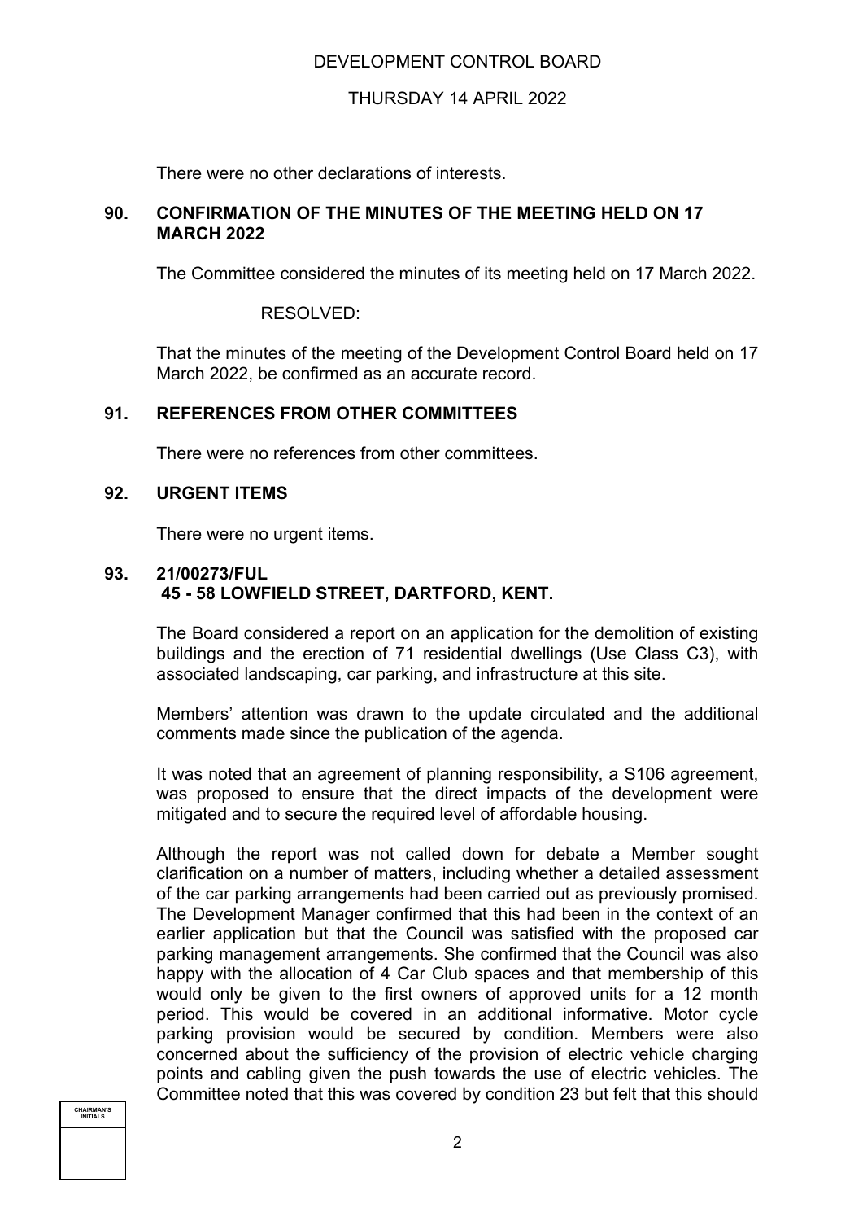There were no other declarations of interests.

## 90. CONFIRMATION OF THE MINUTES OF THE MEETING HELD ON 17 MARCH 2022

The Committee considered the minutes of its meeting held on 17 March 2022.

RESOLVED:

That the minutes of the meeting of the Development Control Board held on 17 March 2022, be confirmed as an accurate record.

## 91. REFERENCES FROM OTHER COMMITTEES

There were no references from other committees.

## 92. URGENT ITEMS

There were no urgent items.

## 93. 21/00273/FUL 45 - 58 LOWFIELD STREET, DARTFORD, KENT.

The Board considered a report on an application for the demolition of existing buildings and the erection of 71 residential dwellings (Use Class C3), with associated landscaping, car parking, and infrastructure at this site.

Members' attention was drawn to the update circulated and the additional comments made since the publication of the agenda.

It was noted that an agreement of planning responsibility, a S106 agreement, was proposed to ensure that the direct impacts of the development were mitigated and to secure the required level of affordable housing.

Although the report was not called down for debate a Member sought clarification on a number of matters, including whether a detailed assessment of the car parking arrangements had been carried out as previously promised. The Development Manager confirmed that this had been in the context of an earlier application but that the Council was satisfied with the proposed car parking management arrangements. She confirmed that the Council was also happy with the allocation of 4 Car Club spaces and that membership of this would only be given to the first owners of approved units for a 12 month period. This would be covered in an additional informative. Motor cycle parking provision would be secured by condition. Members were also concerned about the sufficiency of the provision of electric vehicle charging points and cabling given the push towards the use of electric vehicles. The Committee noted that this was covered by condition 23 but felt that this should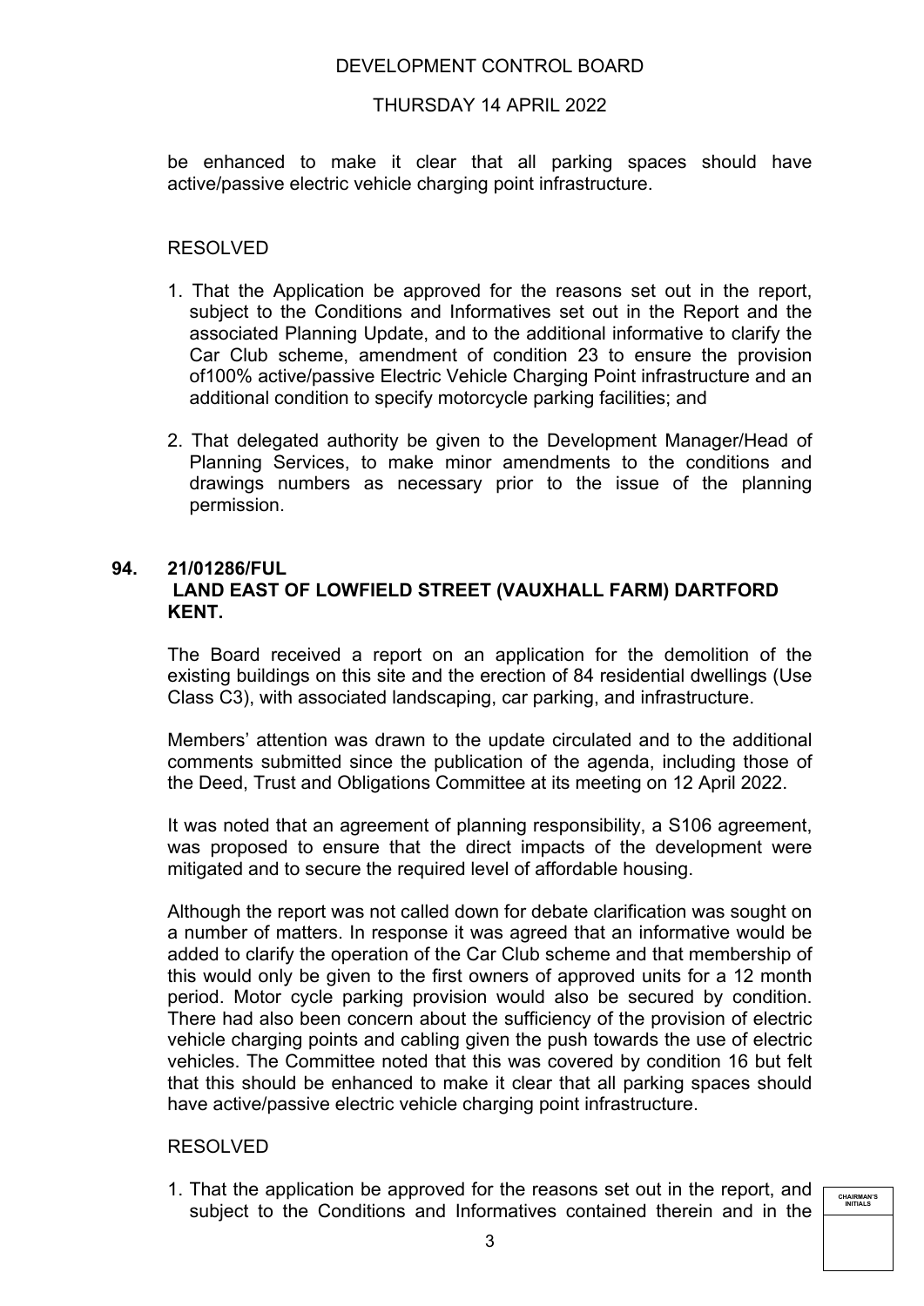be enhanced to make it clear that all parking spaces should have active/passive electric vehicle charging point infrastructure.

RESOLVED

1. That the Application be approved for the reasons set out in the report, subject to the Conditions and Informatives set out in the Report and the associated Planning Update, and to the additional informative to clarify the Car Club scheme, amendment of condition 23 to ensure the provision of100% active/passive Electric Vehicle Charging Point infrastructure and an additional condition to specify motorcycle parking facilities; and

2. That delegated authority be given to the Development Manager/Head of Planning Services, to make minor amendments to the conditions and drawings numbers as necessary prior to the issue of the planning permission.

## 94. 21/01286/FUL
## LAND EAST OF LOWFIELD STREET (VAUXHALL FARM) DARTFORD KENT.

The Board received a report on an application for the demolition of the existing buildings on this site and the erection of 84 residential dwellings (Use Class C3), with associated landscaping, car parking, and infrastructure.

Members' attention was drawn to the update circulated and to the additional comments submitted since the publication of the agenda, including those of the Deed, Trust and Obligations Committee at its meeting on 12 April 2022.

It was noted that an agreement of planning responsibility, a S106 agreement, was proposed to ensure that the direct impacts of the development were mitigated and to secure the required level of affordable housing.

Although the report was not called down for debate clarification was sought on a number of matters. In response it was agreed that an informative would be added to clarify the operation of the Car Club scheme and that membership of this would only be given to the first owners of approved units for a 12 month period. Motor cycle parking provision would also be secured by condition. There had also been concern about the sufficiency of the provision of electric vehicle charging points and cabling given the push towards the use of electric vehicles. The Committee noted that this was covered by condition 16 but felt that this should be enhanced to make it clear that all parking spaces should have active/passive electric vehicle charging point infrastructure.

RESOLVED

1. That the application be approved for the reasons set out in the report, and subject to the Conditions and Informatives contained therein and in the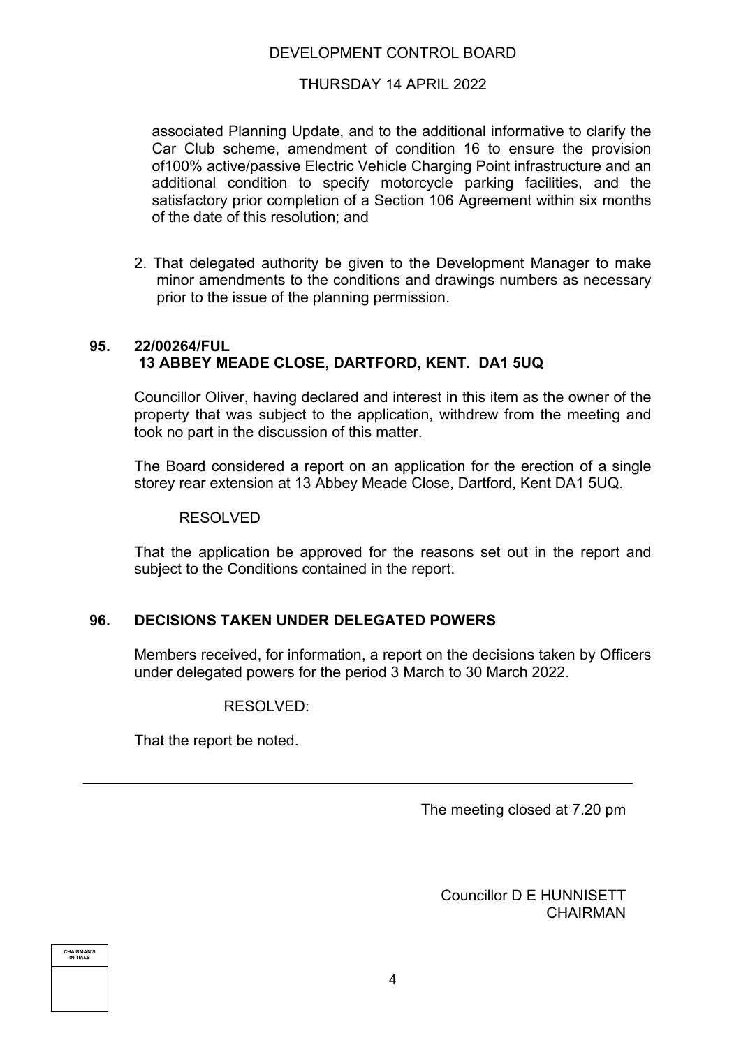associated Planning Update, and to the additional informative to clarify the Car Club scheme, amendment of condition 16 to ensure the provision of100% active/passive Electric Vehicle Charging Point infrastructure and an additional condition to specify motorcycle parking facilities, and the satisfactory prior completion of a Section 106 Agreement within six months of the date of this resolution; and

2. That delegated authority be given to the Development Manager to make minor amendments to the conditions and drawings numbers as necessary prior to the issue of the planning permission.

**95. 22/00264/FUL**
**13 ABBEY MEADE CLOSE, DARTFORD, KENT. DA1 5UQ**

Councillor Oliver, having declared and interest in this item as the owner of the property that was subject to the application, withdrew from the meeting and took no part in the discussion of this matter.

The Board considered a report on an application for the erection of a single storey rear extension at 13 Abbey Meade Close, Dartford, Kent DA1 5UQ.

RESOLVED

That the application be approved for the reasons set out in the report and subject to the Conditions contained in the report.

**96. DECISIONS TAKEN UNDER DELEGATED POWERS**

Members received, for information, a report on the decisions taken by Officers under delegated powers for the period 3 March to 30 March 2022.

RESOLVED:

That the report be noted.

---

The meeting closed at 7.20 pm

Councillor D E HUNNISETT
CHAIRMAN

CHAIRMAN'S INITIALS